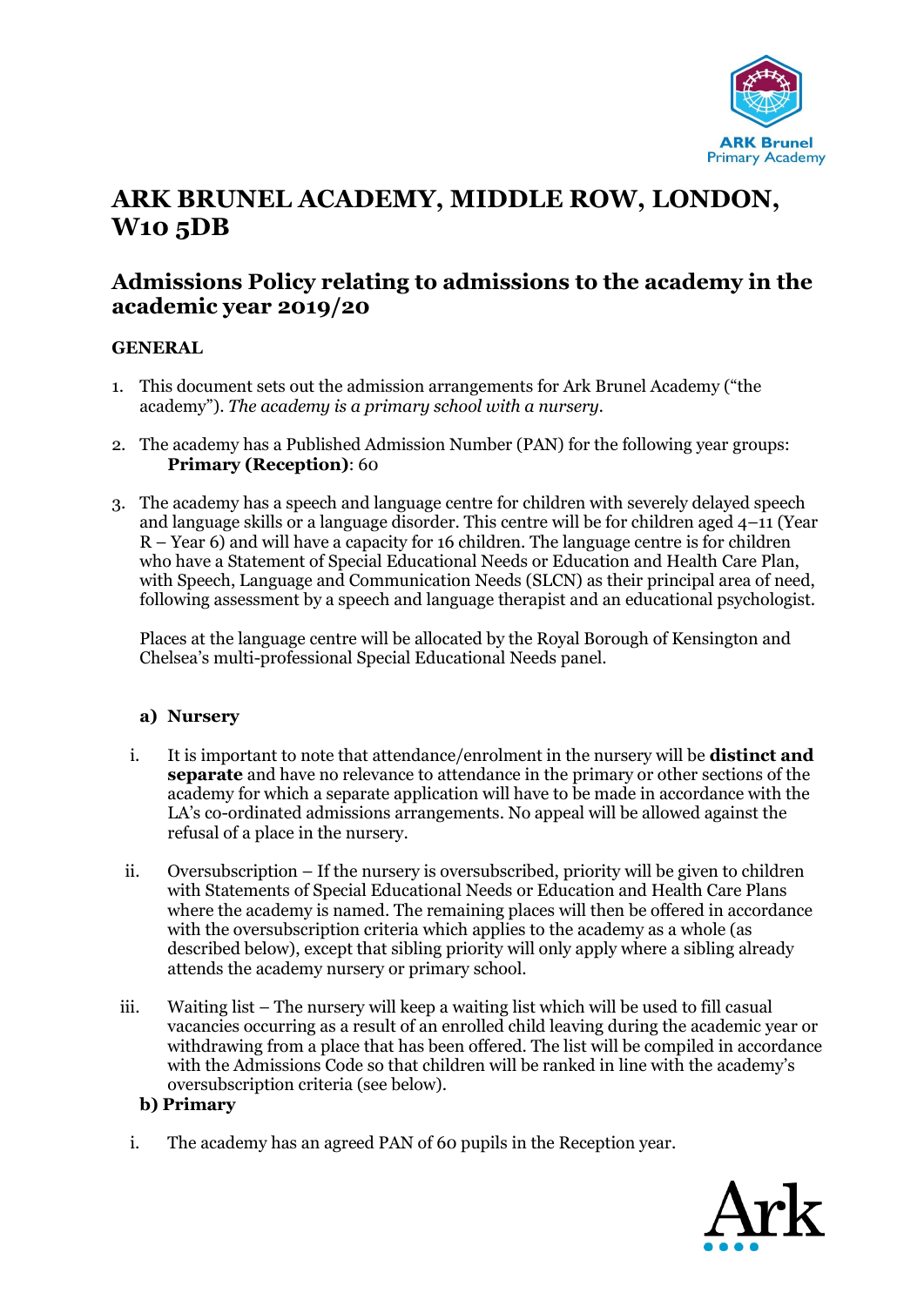# ARK BRUNEL ACADEMY, MIDDLE ROW, LONDON, W10 5DB

## Admissions Policy relating to admissions to the academy in the academic year 2019/20

### GENERAL

1. This document sets out the admission arrangements for Ark Brunel Academy ("the academy"). *The academy is a primary school with a nursery.*

2. The academy has a Published Admission Number (PAN) for the following year groups:
   **Primary (Reception)**: 60

3. The academy has a speech and language centre for children with severely delayed speech and language skills or a language disorder. This centre will be for children aged 4–11 (Year R – Year 6) and will have a capacity for 16 children. The language centre is for children who have a Statement of Special Educational Needs or Education and Health Care Plan, with Speech, Language and Communication Needs (SLCN) as their principal area of need, following assessment by a speech and language therapist and an educational psychologist.

   Places at the language centre will be allocated by the Royal Borough of Kensington and Chelsea's multi-professional Special Educational Needs panel.

   **a) Nursery**

   i. It is important to note that attendance/enrolment in the nursery will be **distinct and separate** and have no relevance to attendance in the primary or other sections of the academy for which a separate application will have to be made in accordance with the LA's co-ordinated admissions arrangements. No appeal will be allowed against the refusal of a place in the nursery.

   ii. Oversubscription – If the nursery is oversubscribed, priority will be given to children with Statements of Special Educational Needs or Education and Health Care Plans where the academy is named. The remaining places will then be offered in accordance with the oversubscription criteria which applies to the academy as a whole (as described below), except that sibling priority will only apply where a sibling already attends the academy nursery or primary school.

   iii. Waiting list – The nursery will keep a waiting list which will be used to fill casual vacancies occurring as a result of an enrolled child leaving during the academic year or withdrawing from a place that has been offered. The list will be compiled in accordance with the Admissions Code so that children will be ranked in line with the academy's oversubscription criteria (see below).

   **b) Primary**

   i. The academy has an agreed PAN of 60 pupils in the Reception year.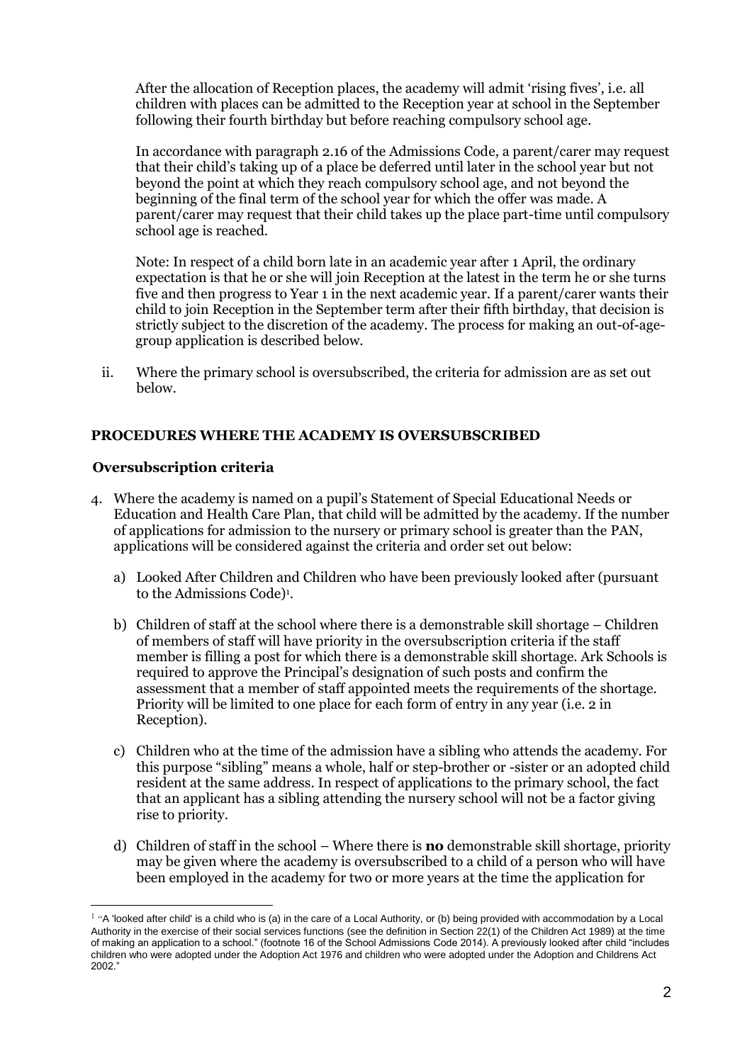After the allocation of Reception places, the academy will admit 'rising fives', i.e. all children with places can be admitted to the Reception year at school in the September following their fourth birthday but before reaching compulsory school age.

In accordance with paragraph 2.16 of the Admissions Code, a parent/carer may request that their child's taking up of a place be deferred until later in the school year but not beyond the point at which they reach compulsory school age, and not beyond the beginning of the final term of the school year for which the offer was made. A parent/carer may request that their child takes up the place part-time until compulsory school age is reached.

Note: In respect of a child born late in an academic year after 1 April, the ordinary expectation is that he or she will join Reception at the latest in the term he or she turns five and then progress to Year 1 in the next academic year. If a parent/carer wants their child to join Reception in the September term after their fifth birthday, that decision is strictly subject to the discretion of the academy. The process for making an out-of-age-group application is described below.

ii. Where the primary school is oversubscribed, the criteria for admission are as set out below.

**PROCEDURES WHERE THE ACADEMY IS OVERSUBSCRIBED**

**Oversubscription criteria**

4. Where the academy is named on a pupil's Statement of Special Educational Needs or Education and Health Care Plan, that child will be admitted by the academy. If the number of applications for admission to the nursery or primary school is greater than the PAN, applications will be considered against the criteria and order set out below:

   a) Looked After Children and Children who have been previously looked after (pursuant to the Admissions Code)[1].

   b) Children of staff at the school where there is a demonstrable skill shortage – Children of members of staff will have priority in the oversubscription criteria if the staff member is filling a post for which there is a demonstrable skill shortage. Ark Schools is required to approve the Principal's designation of such posts and confirm the assessment that a member of staff appointed meets the requirements of the shortage. Priority will be limited to one place for each form of entry in any year (i.e. 2 in Reception).

   c) Children who at the time of the admission have a sibling who attends the academy. For this purpose "sibling" means a whole, half or step-brother or -sister or an adopted child resident at the same address. In respect of applications to the primary school, the fact that an applicant has a sibling attending the nursery school will not be a factor giving rise to priority.

   d) Children of staff in the school – Where there is **no** demonstrable skill shortage, priority may be given where the academy is oversubscribed to a child of a person who will have been employed in the academy for two or more years at the time the application for

[1] "A 'looked after child' is a child who is (a) in the care of a Local Authority, or (b) being provided with accommodation by a Local Authority in the exercise of their social services functions (see the definition in Section 22(1) of the Children Act 1989) at the time of making an application to a school." (footnote 16 of the School Admissions Code 2014). A previously looked after child "includes children who were adopted under the Adoption Act 1976 and children who were adopted under the Adoption and Childrens Act 2002."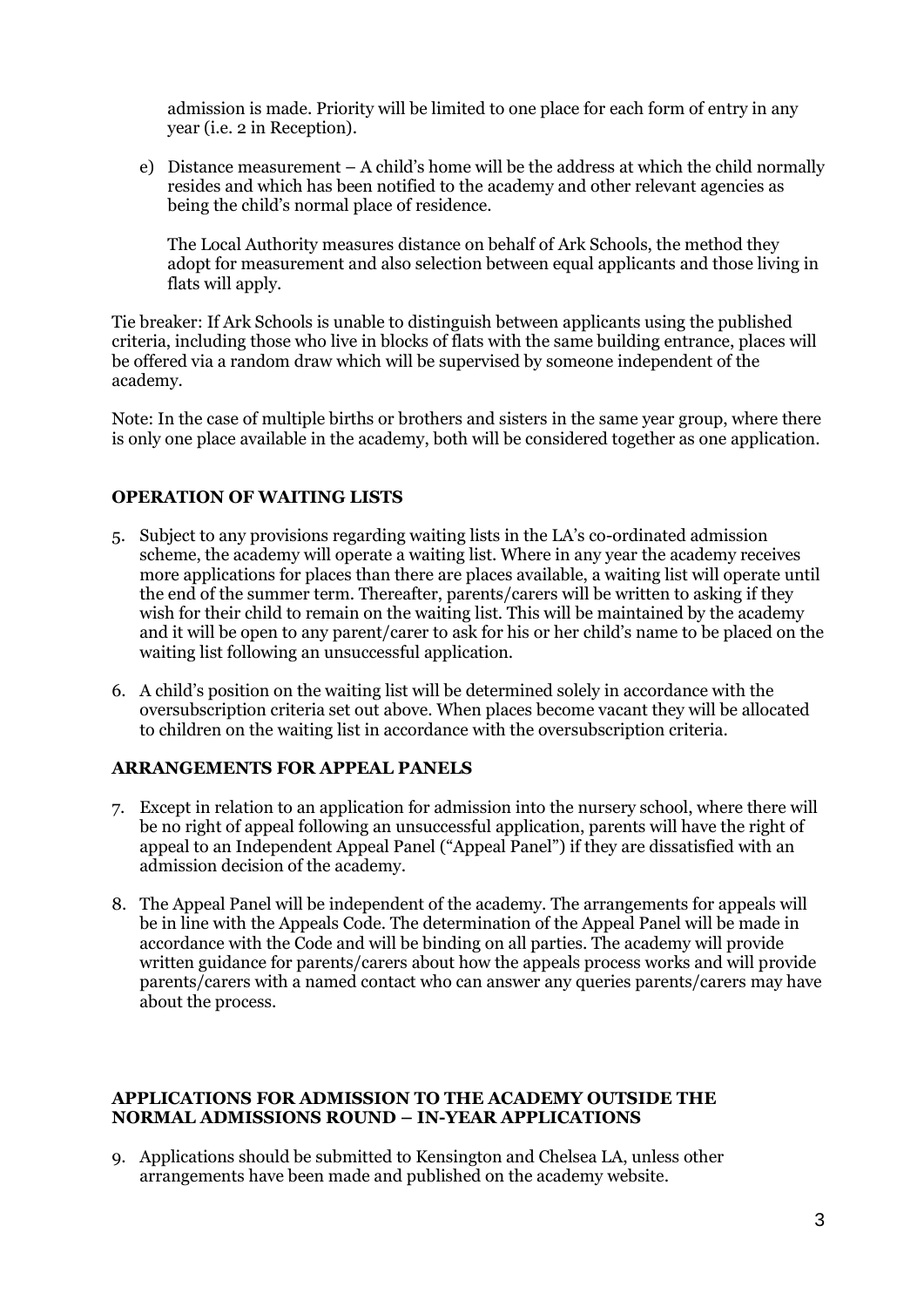admission is made. Priority will be limited to one place for each form of entry in any year (i.e. 2 in Reception).

e) Distance measurement – A child's home will be the address at which the child normally resides and which has been notified to the academy and other relevant agencies as being the child's normal place of residence.

   The Local Authority measures distance on behalf of Ark Schools, the method they adopt for measurement and also selection between equal applicants and those living in flats will apply.

Tie breaker: If Ark Schools is unable to distinguish between applicants using the published criteria, including those who live in blocks of flats with the same building entrance, places will be offered via a random draw which will be supervised by someone independent of the academy.

Note: In the case of multiple births or brothers and sisters in the same year group, where there is only one place available in the academy, both will be considered together as one application.

## OPERATION OF WAITING LISTS

5. Subject to any provisions regarding waiting lists in the LA's co-ordinated admission scheme, the academy will operate a waiting list. Where in any year the academy receives more applications for places than there are places available, a waiting list will operate until the end of the summer term. Thereafter, parents/carers will be written to asking if they wish for their child to remain on the waiting list. This will be maintained by the academy and it will be open to any parent/carer to ask for his or her child's name to be placed on the waiting list following an unsuccessful application.

6. A child's position on the waiting list will be determined solely in accordance with the oversubscription criteria set out above. When places become vacant they will be allocated to children on the waiting list in accordance with the oversubscription criteria.

## ARRANGEMENTS FOR APPEAL PANELS

7. Except in relation to an application for admission into the nursery school, where there will be no right of appeal following an unsuccessful application, parents will have the right of appeal to an Independent Appeal Panel ("Appeal Panel") if they are dissatisfied with an admission decision of the academy.

8. The Appeal Panel will be independent of the academy. The arrangements for appeals will be in line with the Appeals Code. The determination of the Appeal Panel will be made in accordance with the Code and will be binding on all parties. The academy will provide written guidance for parents/carers about how the appeals process works and will provide parents/carers with a named contact who can answer any queries parents/carers may have about the process.

## APPLICATIONS FOR ADMISSION TO THE ACADEMY OUTSIDE THE NORMAL ADMISSIONS ROUND – IN-YEAR APPLICATIONS

9. Applications should be submitted to Kensington and Chelsea LA, unless other arrangements have been made and published on the academy website.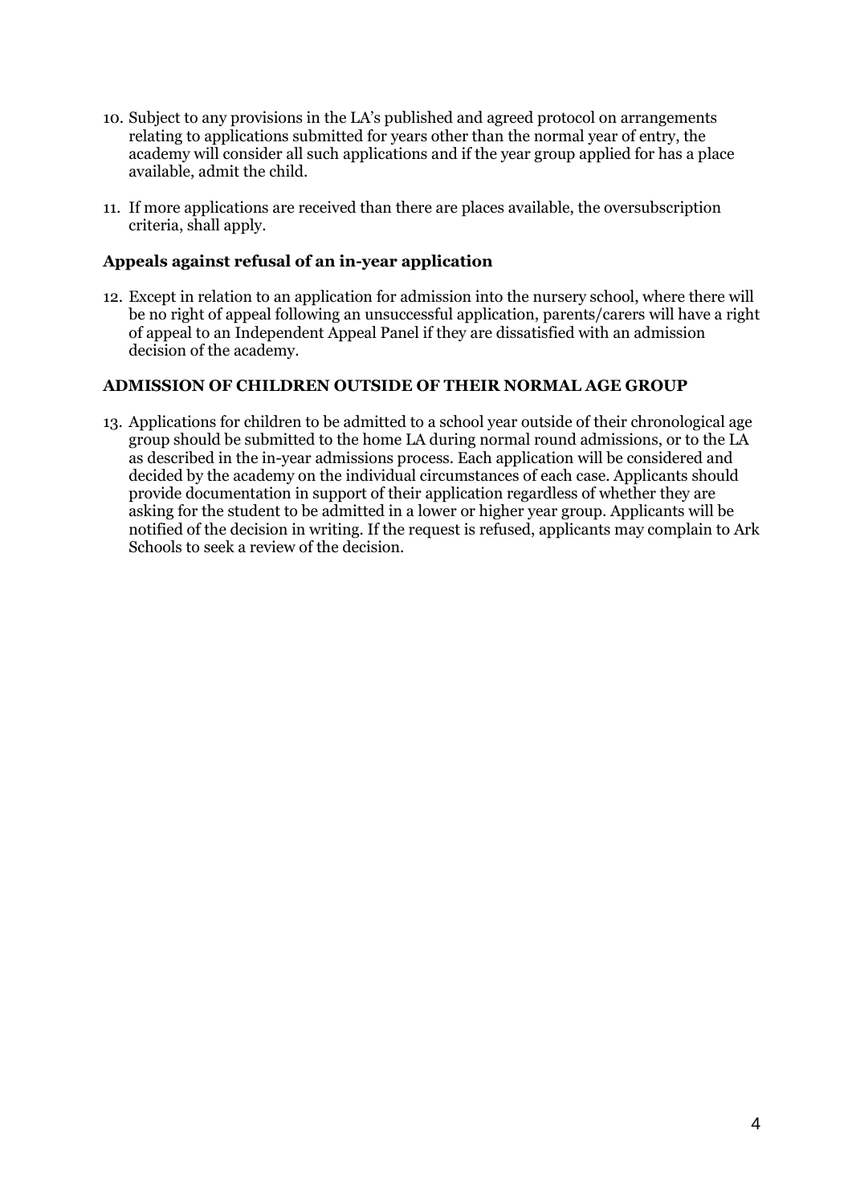10. Subject to any provisions in the LA's published and agreed protocol on arrangements relating to applications submitted for years other than the normal year of entry, the academy will consider all such applications and if the year group applied for has a place available, admit the child.

11. If more applications are received than there are places available, the oversubscription criteria, shall apply.

### Appeals against refusal of an in-year application

12. Except in relation to an application for admission into the nursery school, where there will be no right of appeal following an unsuccessful application, parents/carers will have a right of appeal to an Independent Appeal Panel if they are dissatisfied with an admission decision of the academy.

### ADMISSION OF CHILDREN OUTSIDE OF THEIR NORMAL AGE GROUP

13. Applications for children to be admitted to a school year outside of their chronological age group should be submitted to the home LA during normal round admissions, or to the LA as described in the in-year admissions process. Each application will be considered and decided by the academy on the individual circumstances of each case. Applicants should provide documentation in support of their application regardless of whether they are asking for the student to be admitted in a lower or higher year group. Applicants will be notified of the decision in writing. If the request is refused, applicants may complain to Ark Schools to seek a review of the decision.